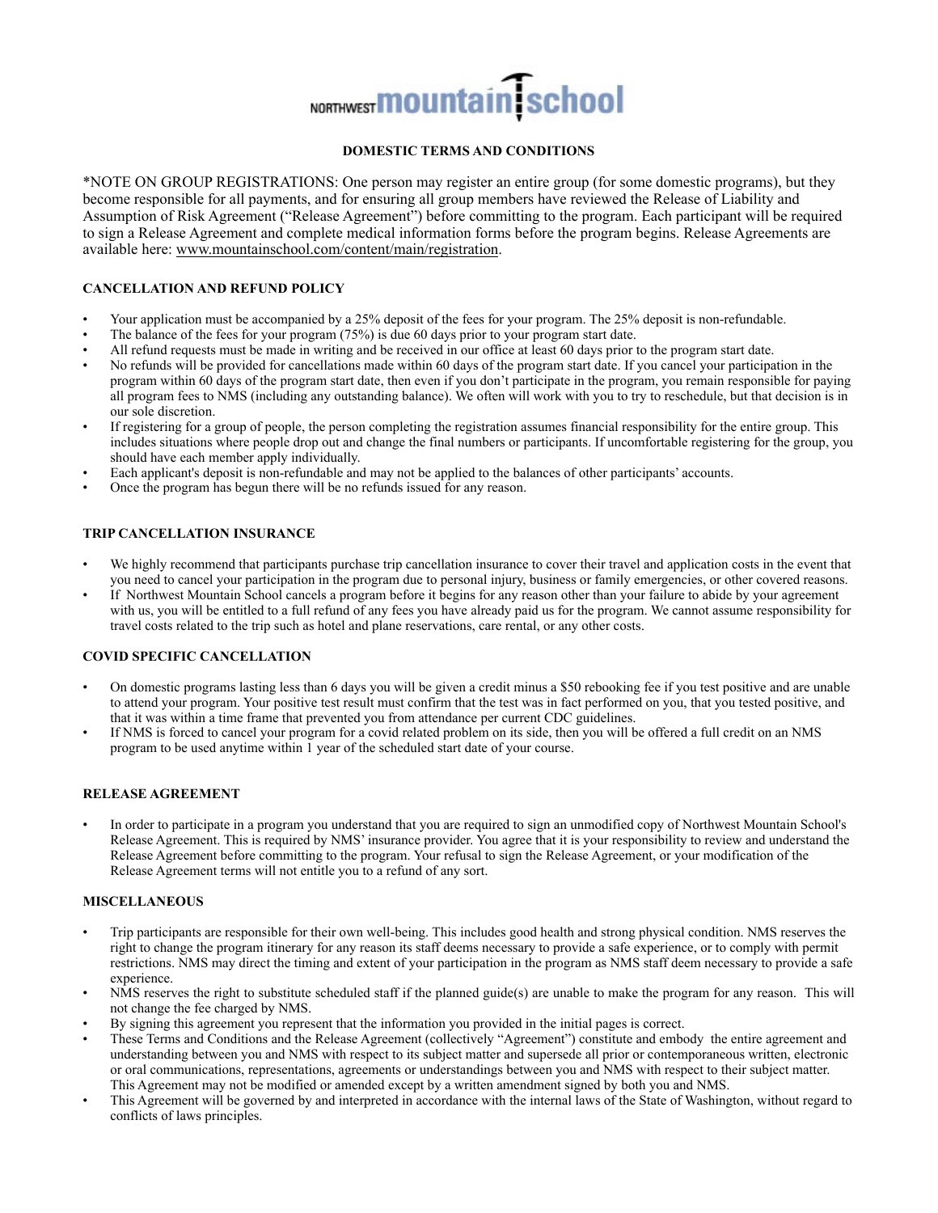NORTHWEST mountain school

# DOMESTIC TERMS AND CONDITIONS

*NOTE ON GROUP REGISTRATIONS: One person may register an entire group (for some domestic programs), but they become responsible for all payments, and for ensuring all group members have reviewed the Release of Liability and Assumption of Risk Agreement ("Release Agreement") before committing to the program. Each participant will be required to sign a Release Agreement and complete medical information forms before the program begins. Release Agreements are available here: www.mountainschool.com/content/main/registration.

## CANCELLATION AND REFUND POLICY

- Your application must be accompanied by a 25% deposit of the fees for your program. The 25% deposit is non-refundable.
- The balance of the fees for your program (75%) is due 60 days prior to your program start date.
- All refund requests must be made in writing and be received in our office at least 60 days prior to the program start date.
- No refunds will be provided for cancellations made within 60 days of the program start date. If you cancel your participation in the program within 60 days of the program start date, then even if you don't participate in the program, you remain responsible for paying all program fees to NMS (including any outstanding balance). We often will work with you to try to reschedule, but that decision is in our sole discretion.
- If registering for a group of people, the person completing the registration assumes financial responsibility for the entire group. This includes situations where people drop out and change the final numbers or participants. If uncomfortable registering for the group, you should have each member apply individually.
- Each applicant's deposit is non-refundable and may not be applied to the balances of other participants' accounts.
- Once the program has begun there will be no refunds issued for any reason.

## TRIP CANCELLATION INSURANCE

- We highly recommend that participants purchase trip cancellation insurance to cover their travel and application costs in the event that you need to cancel your participation in the program due to personal injury, business or family emergencies, or other covered reasons.
- If Northwest Mountain School cancels a program before it begins for any reason other than your failure to abide by your agreement with us, you will be entitled to a full refund of any fees you have already paid us for the program. We cannot assume responsibility for travel costs related to the trip such as hotel and plane reservations, care rental, or any other costs.

## COVID SPECIFIC CANCELLATION

- On domestic programs lasting less than 6 days you will be given a credit minus a $50 rebooking fee if you test positive and are unable to attend your program. Your positive test result must confirm that the test was in fact performed on you, that you tested positive, and that it was within a time frame that prevented you from attendance per current CDC guidelines.
- If NMS is forced to cancel your program for a covid related problem on its side, then you will be offered a full credit on an NMS program to be used anytime within 1 year of the scheduled start date of your course.

## RELEASE AGREEMENT

- In order to participate in a program you understand that you are required to sign an unmodified copy of Northwest Mountain School's Release Agreement. This is required by NMS' insurance provider. You agree that it is your responsibility to review and understand the Release Agreement before committing to the program. Your refusal to sign the Release Agreement, or your modification of the Release Agreement terms will not entitle you to a refund of any sort.

## MISCELLANEOUS

- Trip participants are responsible for their own well-being. This includes good health and strong physical condition. NMS reserves the right to change the program itinerary for any reason its staff deems necessary to provide a safe experience, or to comply with permit restrictions. NMS may direct the timing and extent of your participation in the program as NMS staff deem necessary to provide a safe experience.
- NMS reserves the right to substitute scheduled staff if the planned guide(s) are unable to make the program for any reason. This will not change the fee charged by NMS.
- By signing this agreement you represent that the information you provided in the initial pages is correct.
- These Terms and Conditions and the Release Agreement (collectively "Agreement") constitute and embody the entire agreement and understanding between you and NMS with respect to its subject matter and supersede all prior or contemporaneous written, electronic or oral communications, representations, agreements or understandings between you and NMS with respect to their subject matter. This Agreement may not be modified or amended except by a written amendment signed by both you and NMS.
- This Agreement will be governed by and interpreted in accordance with the internal laws of the State of Washington, without regard to conflicts of laws principles.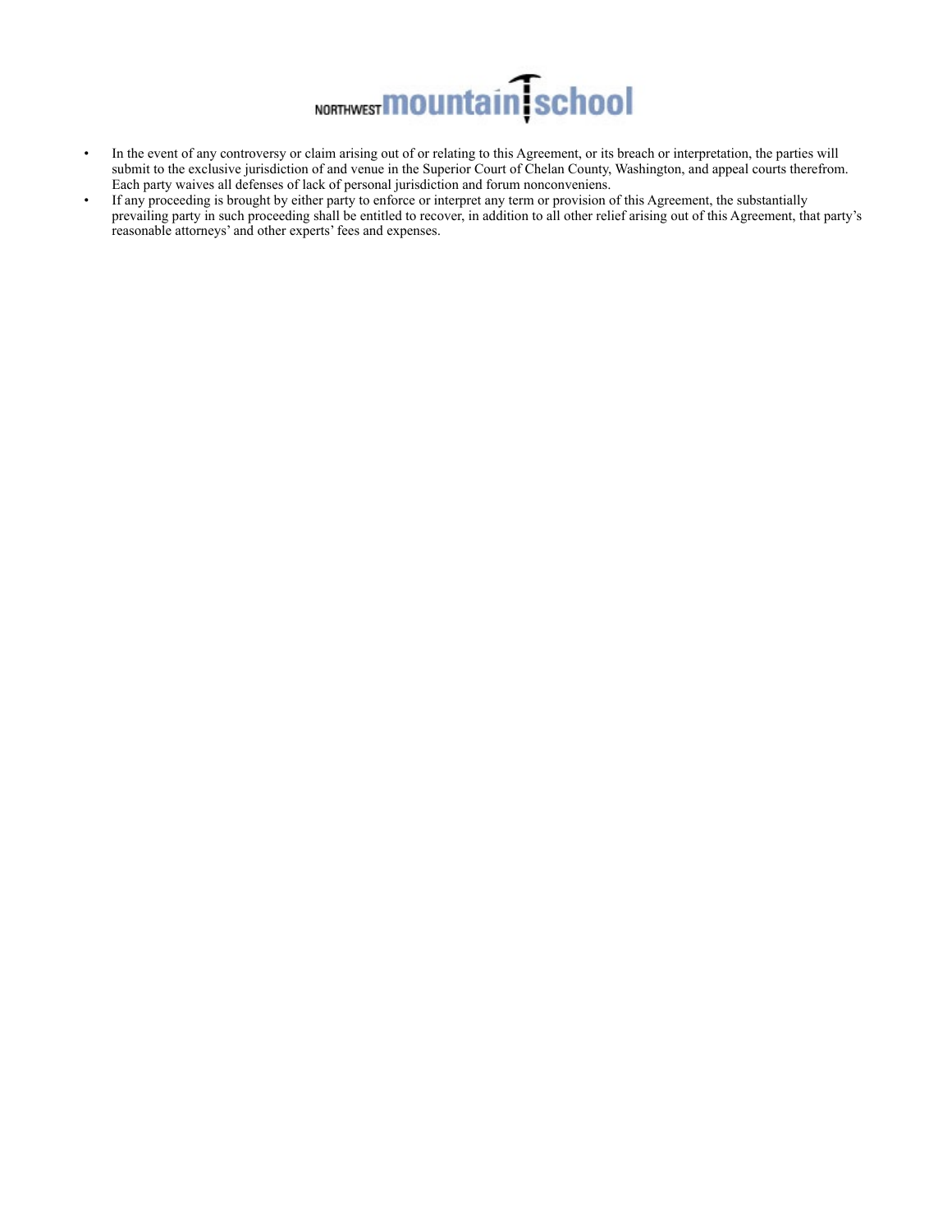- In the event of any controversy or claim arising out of or relating to this Agreement, or its breach or interpretation, the parties will submit to the exclusive jurisdiction of and venue in the Superior Court of Chelan County, Washington, and appeal courts therefrom. Each party waives all defenses of lack of personal jurisdiction and forum nonconveniens.
- If any proceeding is brought by either party to enforce or interpret any term or provision of this Agreement, the substantially prevailing party in such proceeding shall be entitled to recover, in addition to all other relief arising out of this Agreement, that party's reasonable attorneys' and other experts' fees and expenses.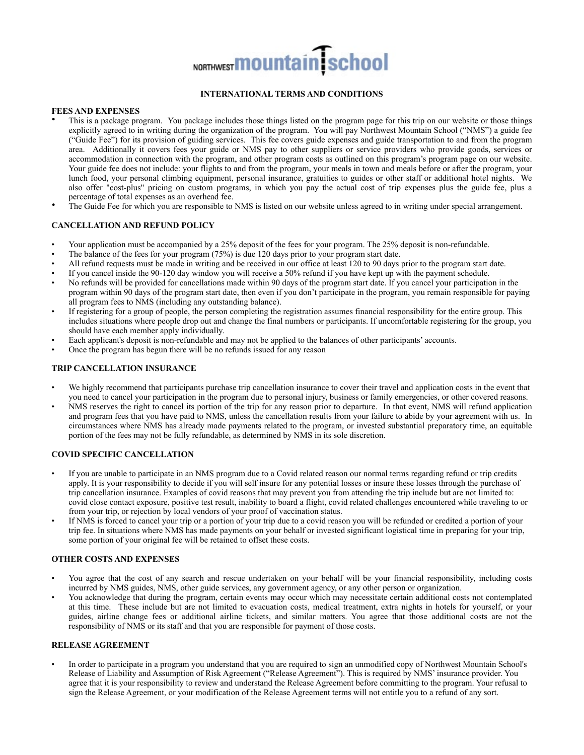NORTHWEST mountain school

## INTERNATIONAL TERMS AND CONDITIONS

### FEES AND EXPENSES

- This is a package program. You package includes those things listed on the program page for this trip on our website or those things explicitly agreed to in writing during the organization of the program. You will pay Northwest Mountain School ("NMS") a guide fee ("Guide Fee") for its provision of guiding services. This fee covers guide expenses and guide transportation to and from the program area. Additionally it covers fees your guide or NMS pay to other suppliers or service providers who provide goods, services or accommodation in connection with the program, and other program costs as outlined on this program's program page on our website. Your guide fee does not include: your flights to and from the program, your meals in town and meals before or after the program, your lunch food, your personal climbing equipment, personal insurance, gratuities to guides or other staff or additional hotel nights. We also offer "cost-plus" pricing on custom programs, in which you pay the actual cost of trip expenses plus the guide fee, plus a percentage of total expenses as an overhead fee.
- The Guide Fee for which you are responsible to NMS is listed on our website unless agreed to in writing under special arrangement.

### CANCELLATION AND REFUND POLICY

- Your application must be accompanied by a 25% deposit of the fees for your program. The 25% deposit is non-refundable.
- The balance of the fees for your program (75%) is due 120 days prior to your program start date.
- All refund requests must be made in writing and be received in our office at least 120 to 90 days prior to the program start date.
- If you cancel inside the 90-120 day window you will receive a 50% refund if you have kept up with the payment schedule.
- No refunds will be provided for cancellations made within 90 days of the program start date. If you cancel your participation in the program within 90 days of the program start date, then even if you don't participate in the program, you remain responsible for paying all program fees to NMS (including any outstanding balance).
- If registering for a group of people, the person completing the registration assumes financial responsibility for the entire group. This includes situations where people drop out and change the final numbers or participants. If uncomfortable registering for the group, you should have each member apply individually.
- Each applicant's deposit is non-refundable and may not be applied to the balances of other participants' accounts.
- Once the program has begun there will be no refunds issued for any reason

### TRIP CANCELLATION INSURANCE

- We highly recommend that participants purchase trip cancellation insurance to cover their travel and application costs in the event that you need to cancel your participation in the program due to personal injury, business or family emergencies, or other covered reasons.
- NMS reserves the right to cancel its portion of the trip for any reason prior to departure. In that event, NMS will refund application and program fees that you have paid to NMS, unless the cancellation results from your failure to abide by your agreement with us. In circumstances where NMS has already made payments related to the program, or invested substantial preparatory time, an equitable portion of the fees may not be fully refundable, as determined by NMS in its sole discretion.

### COVID SPECIFIC CANCELLATION

- If you are unable to participate in an NMS program due to a Covid related reason our normal terms regarding refund or trip credits apply. It is your responsibility to decide if you will self insure for any potential losses or insure these losses through the purchase of trip cancellation insurance. Examples of covid reasons that may prevent you from attending the trip include but are not limited to: covid close contact exposure, positive test result, inability to board a flight, covid related challenges encountered while traveling to or from your trip, or rejection by local vendors of your proof of vaccination status.
- If NMS is forced to cancel your trip or a portion of your trip due to a covid reason you will be refunded or credited a portion of your trip fee. In situations where NMS has made payments on your behalf or invested significant logistical time in preparing for your trip, some portion of your original fee will be retained to offset these costs.

### OTHER COSTS AND EXPENSES

- You agree that the cost of any search and rescue undertaken on your behalf will be your financial responsibility, including costs incurred by NMS guides, NMS, other guide services, any government agency, or any other person or organization.
- You acknowledge that during the program, certain events may occur which may necessitate certain additional costs not contemplated at this time. These include but are not limited to evacuation costs, medical treatment, extra nights in hotels for yourself, or your guides, airline change fees or additional airline tickets, and similar matters. You agree that those additional costs are not the responsibility of NMS or its staff and that you are responsible for payment of those costs.

### RELEASE AGREEMENT

- In order to participate in a program you understand that you are required to sign an unmodified copy of Northwest Mountain School's Release of Liability and Assumption of Risk Agreement ("Release Agreement"). This is required by NMS' insurance provider. You agree that it is your responsibility to review and understand the Release Agreement before committing to the program. Your refusal to sign the Release Agreement, or your modification of the Release Agreement terms will not entitle you to a refund of any sort.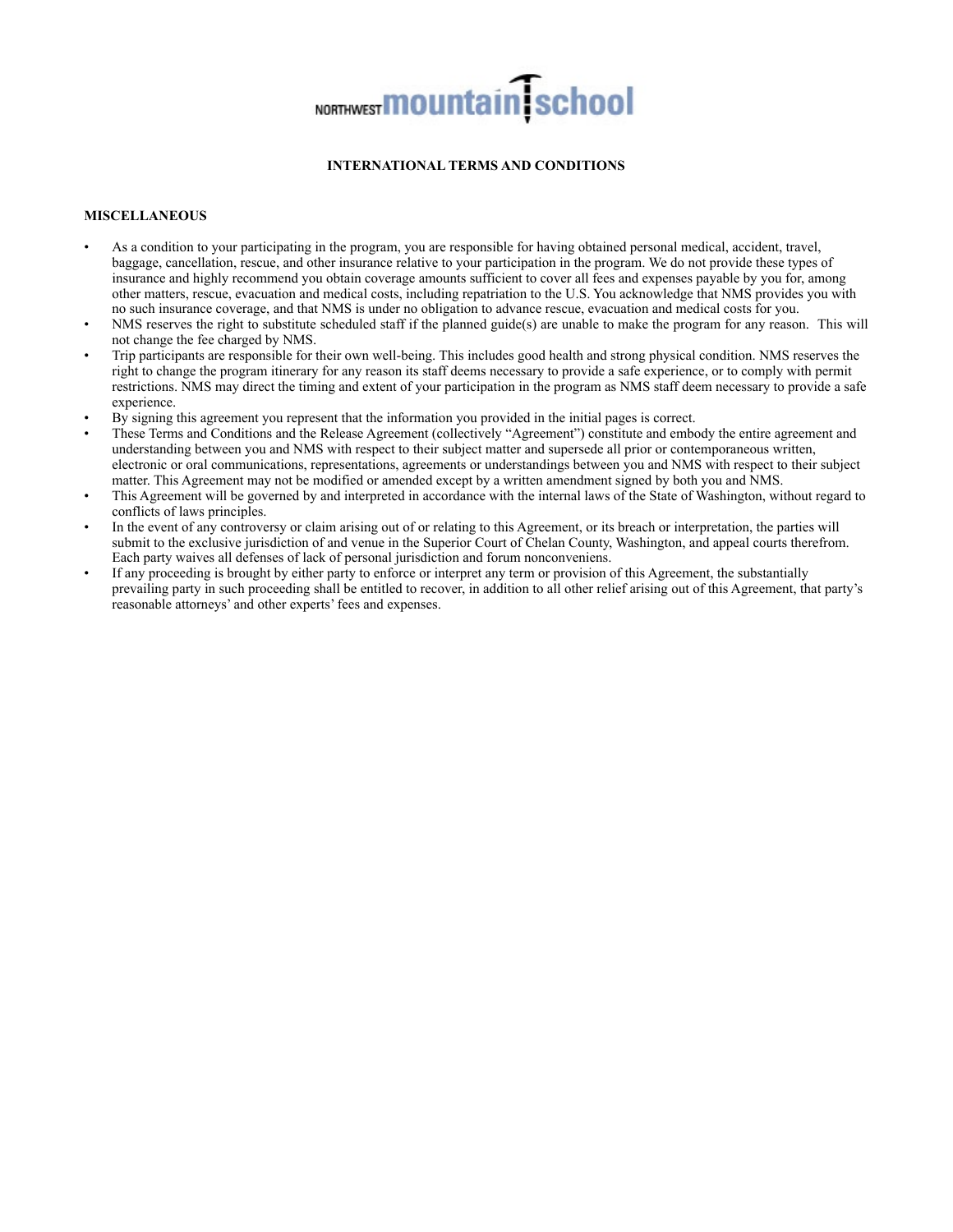# INTERNATIONAL TERMS AND CONDITIONS

## MISCELLANEOUS

- As a condition to your participating in the program, you are responsible for having obtained personal medical, accident, travel, baggage, cancellation, rescue, and other insurance relative to your participation in the program. We do not provide these types of insurance and highly recommend you obtain coverage amounts sufficient to cover all fees and expenses payable by you for, among other matters, rescue, evacuation and medical costs, including repatriation to the U.S. You acknowledge that NMS provides you with no such insurance coverage, and that NMS is under no obligation to advance rescue, evacuation and medical costs for you.
- NMS reserves the right to substitute scheduled staff if the planned guide(s) are unable to make the program for any reason. This will not change the fee charged by NMS.
- Trip participants are responsible for their own well-being. This includes good health and strong physical condition. NMS reserves the right to change the program itinerary for any reason its staff deems necessary to provide a safe experience, or to comply with permit restrictions. NMS may direct the timing and extent of your participation in the program as NMS staff deem necessary to provide a safe experience.
- By signing this agreement you represent that the information you provided in the initial pages is correct.
- These Terms and Conditions and the Release Agreement (collectively "Agreement") constitute and embody the entire agreement and understanding between you and NMS with respect to their subject matter and supersede all prior or contemporaneous written, electronic or oral communications, representations, agreements or understandings between you and NMS with respect to their subject matter. This Agreement may not be modified or amended except by a written amendment signed by both you and NMS.
- This Agreement will be governed by and interpreted in accordance with the internal laws of the State of Washington, without regard to conflicts of laws principles.
- In the event of any controversy or claim arising out of or relating to this Agreement, or its breach or interpretation, the parties will submit to the exclusive jurisdiction of and venue in the Superior Court of Chelan County, Washington, and appeal courts therefrom. Each party waives all defenses of lack of personal jurisdiction and forum nonconveniens.
- If any proceeding is brought by either party to enforce or interpret any term or provision of this Agreement, the substantially prevailing party in such proceeding shall be entitled to recover, in addition to all other relief arising out of this Agreement, that party's reasonable attorneys' and other experts' fees and expenses.